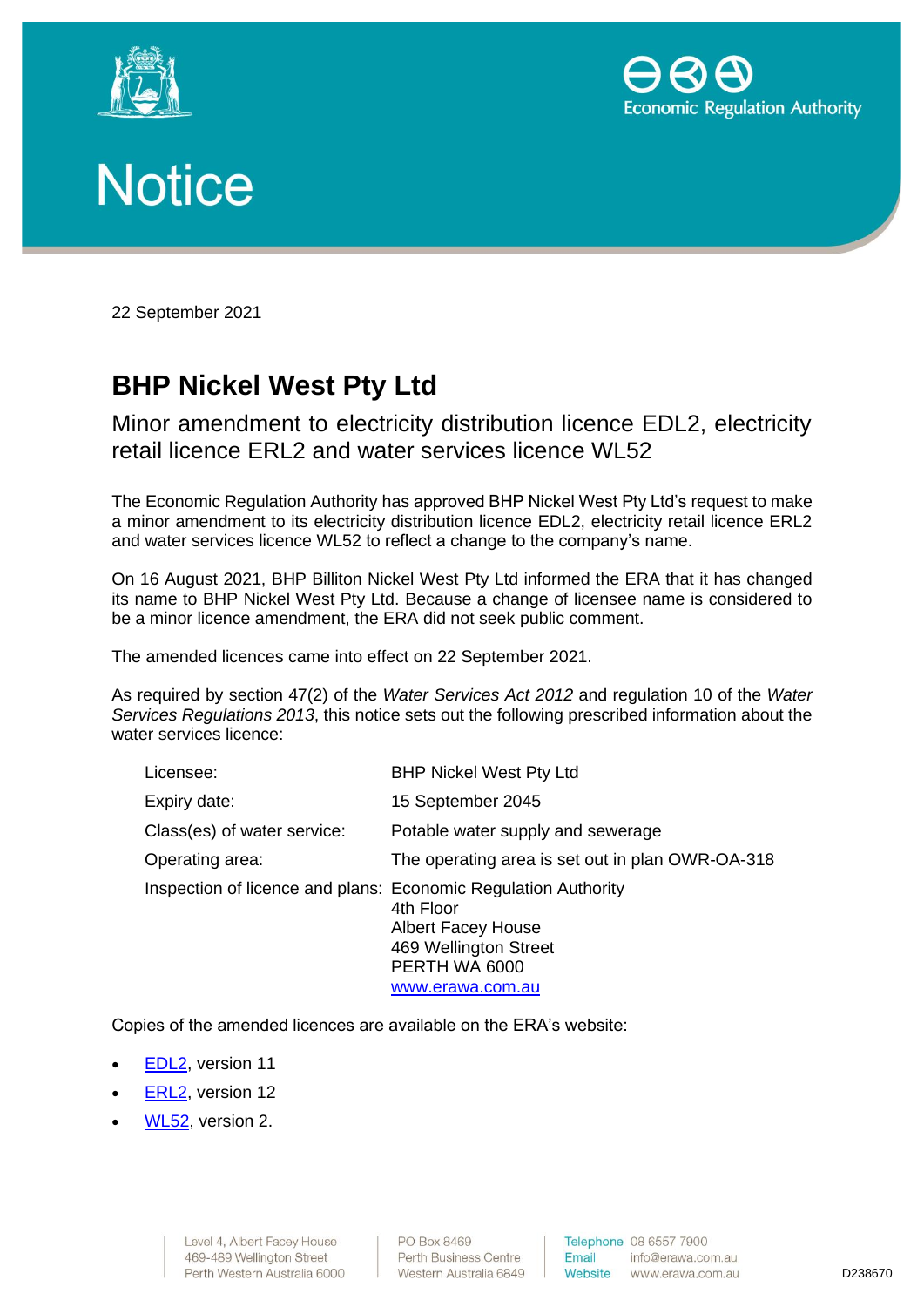# Notice

22 September 2021

## BHP Nickel West Pty Ltd

### Minor amendment to electricity distribution licence EDL2, electricity retail licence ERL2 and water services licence WL52

The Economic Regulation Authority has approved BHP Nickel West Pty Ltd's request to make a minor amendment to its electricity distribution licence EDL2, electricity retail licence ERL2 and water services licence WL52 to reflect a change to the company's name.

On 16 August 2021, BHP Billiton Nickel West Pty Ltd informed the ERA that it has changed its name to BHP Nickel West Pty Ltd. Because a change of licensee name is considered to be a minor licence amendment, the ERA did not seek public comment.

The amended licences came into effect on 22 September 2021.

As required by section 47(2) of the *Water Services Act 2012* and regulation 10 of the *Water Services Regulations 2013*, this notice sets out the following prescribed information about the water services licence:

| | |
|---|---|
| Licensee: | BHP Nickel West Pty Ltd |
| Expiry date: | 15 September 2045 |
| Class(es) of water service: | Potable water supply and sewerage |
| Operating area: | The operating area is set out in plan OWR-OA-318 |
| Inspection of licence and plans: | Economic Regulation Authority<br>4th Floor<br>Albert Facey House<br>469 Wellington Street<br>PERTH WA 6000<br>www.erawa.com.au |

Copies of the amended licences are available on the ERA's website:

- EDL2, version 11
- ERL2, version 12
- WL52, version 2.

Level 4, Albert Facey House
469-489 Wellington Street
Perth Western Australia 6000

PO Box 8469
Perth Business Centre
Western Australia 6849

Telephone 08 6557 7900
Email info@erawa.com.au
Website www.erawa.com.au

D238670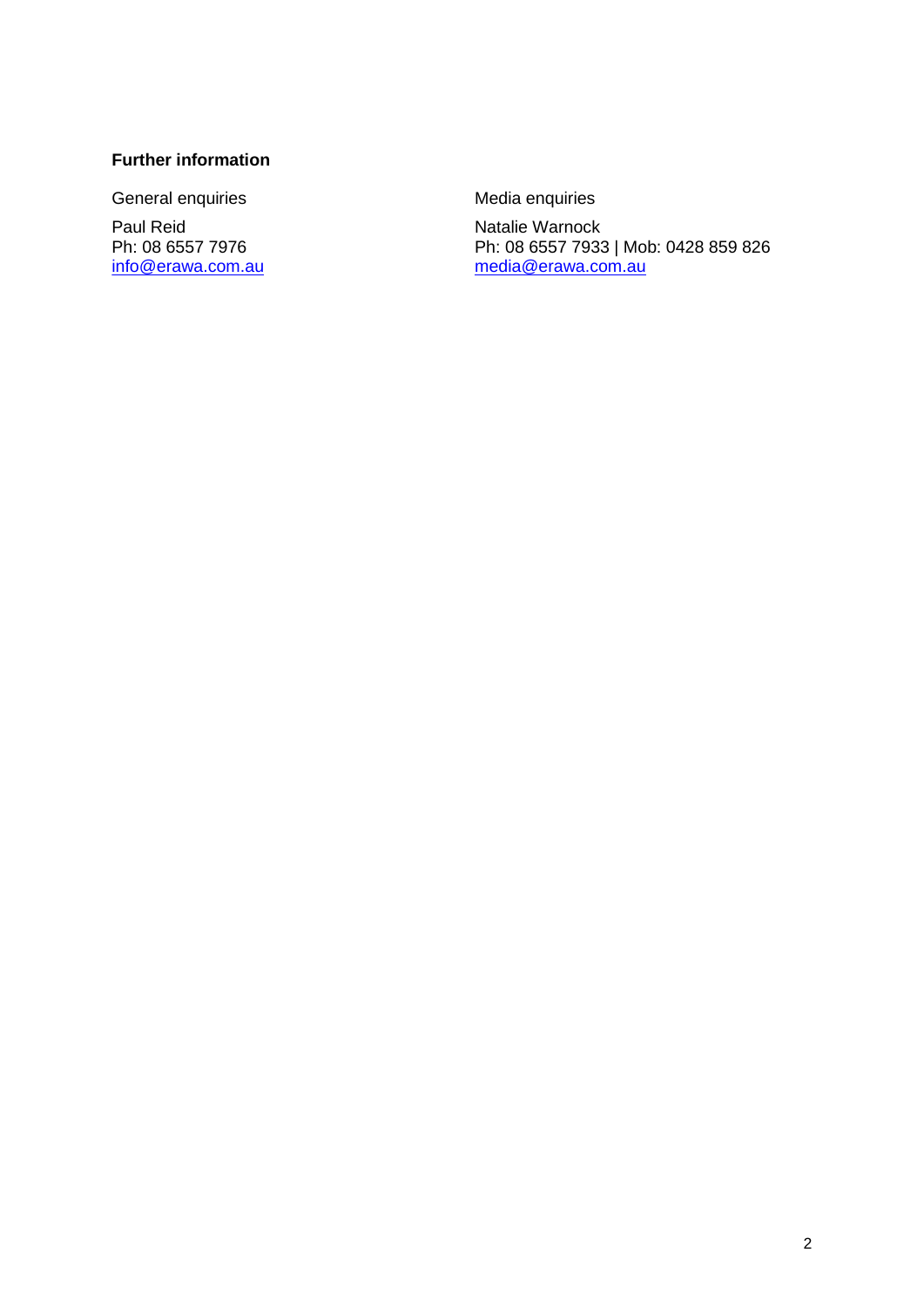**Further information**

General enquiries

Paul Reid
Ph: 08 6557 7976
info@erawa.com.au

Media enquiries

Natalie Warnock
Ph: 08 6557 7933 | Mob: 0428 859 826
media@erawa.com.au